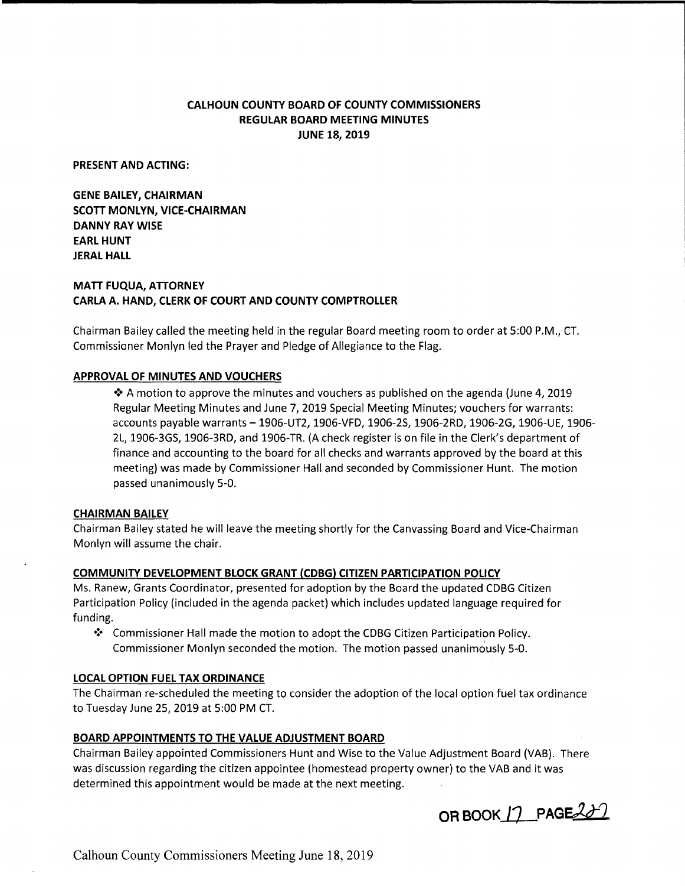**CALHOUN COUNTY BOARD OF COUNTY COMMISSIONERS**
**REGULAR BOARD MEETING MINUTES**
**JUNE 18, 2019**

**PRESENT AND ACTING:**

**GENE BAILEY, CHAIRMAN**
**SCOTT MONLYN, VICE-CHAIRMAN**
**DANNY RAY WISE**
**EARL HUNT**
**JERAL HALL**

**MATT FUQUA, ATTORNEY**
**CARLA A. HAND, CLERK OF COURT AND COUNTY COMPTROLLER**

Chairman Bailey called the meeting held in the regular Board meeting room to order at 5:00 P.M., CT. Commissioner Monlyn led the Prayer and Pledge of Allegiance to the Flag.

**APPROVAL OF MINUTES AND VOUCHERS**

- ❖ A motion to approve the minutes and vouchers as published on the agenda (June 4, 2019 Regular Meeting Minutes and June 7, 2019 Special Meeting Minutes; vouchers for warrants: accounts payable warrants – 1906-UT2, 1906-VFD, 1906-2S, 1906-2RD, 1906-2G, 1906-UE, 1906-2L, 1906-3GS, 1906-3RD, and 1906-TR. (A check register is on file in the Clerk's department of finance and accounting to the board for all checks and warrants approved by the board at this meeting) was made by Commissioner Hall and seconded by Commissioner Hunt. The motion passed unanimously 5-0.

**CHAIRMAN BAILEY**

Chairman Bailey stated he will leave the meeting shortly for the Canvassing Board and Vice-Chairman Monlyn will assume the chair.

**COMMUNITY DEVELOPMENT BLOCK GRANT (CDBG) CITIZEN PARTICIPATION POLICY**

Ms. Ranew, Grants Coordinator, presented for adoption by the Board the updated CDBG Citizen Participation Policy (included in the agenda packet) which includes updated language required for funding.

- ❖ Commissioner Hall made the motion to adopt the CDBG Citizen Participation Policy. Commissioner Monlyn seconded the motion. The motion passed unanimously 5-0.

**LOCAL OPTION FUEL TAX ORDINANCE**

The Chairman re-scheduled the meeting to consider the adoption of the local option fuel tax ordinance to Tuesday June 25, 2019 at 5:00 PM CT.

**BOARD APPOINTMENTS TO THE VALUE ADJUSTMENT BOARD**

Chairman Bailey appointed Commissioners Hunt and Wise to the Value Adjustment Board (VAB). There was discussion regarding the citizen appointee (homestead property owner) to the VAB and it was determined this appointment would be made at the next meeting.

OR BOOK 17 PAGE 227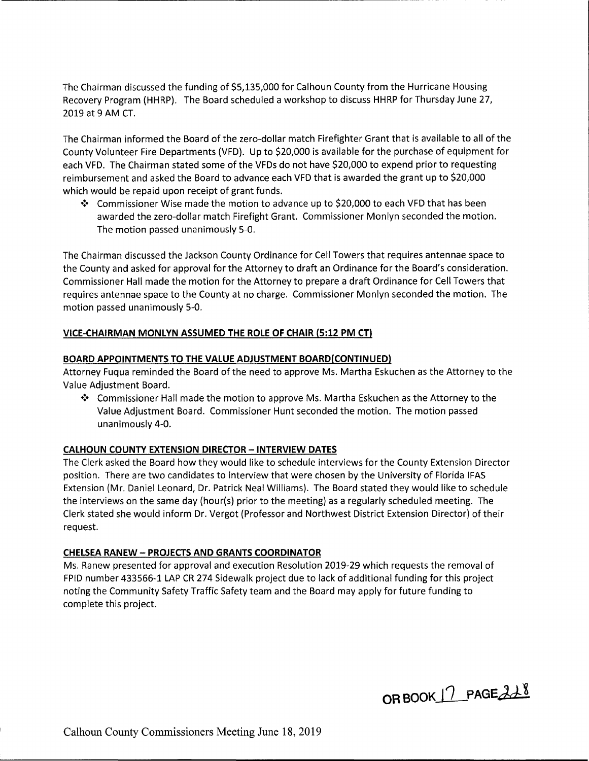The Chairman discussed the funding of $5,135,000 for Calhoun County from the Hurricane Housing Recovery Program (HHRP). The Board scheduled a workshop to discuss HHRP for Thursday June 27, 2019 at 9 AM CT.

The Chairman informed the Board of the zero-dollar match Firefighter Grant that is available to all of the County Volunteer Fire Departments (VFD). Up to $20,000 is available for the purchase of equipment for each VFD. The Chairman stated some of the VFDs do not have $20,000 to expend prior to requesting reimbursement and asked the Board to advance each VFD that is awarded the grant up to $20,000 which would be repaid upon receipt of grant funds.

- Commissioner Wise made the motion to advance up to $20,000 to each VFD that has been awarded the zero-dollar match Firefight Grant. Commissioner Monlyn seconded the motion. The motion passed unanimously 5-0.

The Chairman discussed the Jackson County Ordinance for Cell Towers that requires antennae space to the County and asked for approval for the Attorney to draft an Ordinance for the Board's consideration. Commissioner Hall made the motion for the Attorney to prepare a draft Ordinance for Cell Towers that requires antennae space to the County at no charge. Commissioner Monlyn seconded the motion. The motion passed unanimously 5-0.

**VICE-CHAIRMAN MONLYN ASSUMED THE ROLE OF CHAIR (5:12 PM CT)**

**BOARD APPOINTMENTS TO THE VALUE ADJUSTMENT BOARD(CONTINUED)**

Attorney Fuqua reminded the Board of the need to approve Ms. Martha Eskuchen as the Attorney to the Value Adjustment Board.

- Commissioner Hall made the motion to approve Ms. Martha Eskuchen as the Attorney to the Value Adjustment Board. Commissioner Hunt seconded the motion. The motion passed unanimously 4-0.

**CALHOUN COUNTY EXTENSION DIRECTOR – INTERVIEW DATES**

The Clerk asked the Board how they would like to schedule interviews for the County Extension Director position. There are two candidates to interview that were chosen by the University of Florida IFAS Extension (Mr. Daniel Leonard, Dr. Patrick Neal Williams). The Board stated they would like to schedule the interviews on the same day (hour(s) prior to the meeting) as a regularly scheduled meeting. The Clerk stated she would inform Dr. Vergot (Professor and Northwest District Extension Director) of their request.

**CHELSEA RANEW – PROJECTS AND GRANTS COORDINATOR**

Ms. Ranew presented for approval and execution Resolution 2019-29 which requests the removal of FPID number 433566-1 LAP CR 274 Sidewalk project due to lack of additional funding for this project noting the Community Safety Traffic Safety team and the Board may apply for future funding to complete this project.

OR BOOK 17 PAGE 218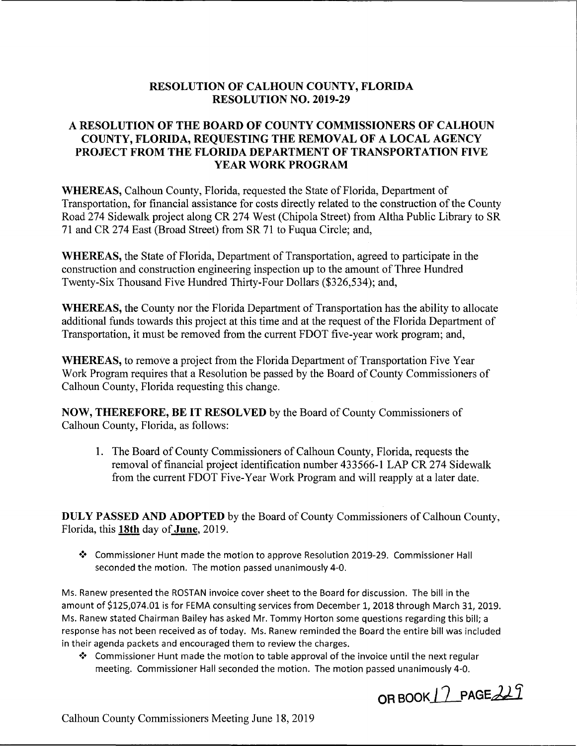# RESOLUTION OF CALHOUN COUNTY, FLORIDA
# RESOLUTION NO. 2019-29

## A RESOLUTION OF THE BOARD OF COUNTY COMMISSIONERS OF CALHOUN COUNTY, FLORIDA, REQUESTING THE REMOVAL OF A LOCAL AGENCY PROJECT FROM THE FLORIDA DEPARTMENT OF TRANSPORTATION FIVE YEAR WORK PROGRAM

**WHEREAS,** Calhoun County, Florida, requested the State of Florida, Department of Transportation, for financial assistance for costs directly related to the construction of the County Road 274 Sidewalk project along CR 274 West (Chipola Street) from Altha Public Library to SR 71 and CR 274 East (Broad Street) from SR 71 to Fuqua Circle; and,

**WHEREAS,** the State of Florida, Department of Transportation, agreed to participate in the construction and construction engineering inspection up to the amount of Three Hundred Twenty-Six Thousand Five Hundred Thirty-Four Dollars ($326,534); and,

**WHEREAS,** the County nor the Florida Department of Transportation has the ability to allocate additional funds towards this project at this time and at the request of the Florida Department of Transportation, it must be removed from the current FDOT five-year work program; and,

**WHEREAS,** to remove a project from the Florida Department of Transportation Five Year Work Program requires that a Resolution be passed by the Board of County Commissioners of Calhoun County, Florida requesting this change.

**NOW, THEREFORE, BE IT RESOLVED** by the Board of County Commissioners of Calhoun County, Florida, as follows:

1. The Board of County Commissioners of Calhoun County, Florida, requests the removal of financial project identification number 433566-1 LAP CR 274 Sidewalk from the current FDOT Five-Year Work Program and will reapply at a later date.

**DULY PASSED AND ADOPTED** by the Board of County Commissioners of Calhoun County, Florida, this **18th** day of **June**, 2019.

- Commissioner Hunt made the motion to approve Resolution 2019-29. Commissioner Hall seconded the motion. The motion passed unanimously 4-0.

Ms. Ranew presented the ROSTAN invoice cover sheet to the Board for discussion. The bill in the amount of $125,074.01 is for FEMA consulting services from December 1, 2018 through March 31, 2019. Ms. Ranew stated Chairman Bailey has asked Mr. Tommy Horton some questions regarding this bill; a response has not been received as of today. Ms. Ranew reminded the Board the entire bill was included in their agenda packets and encouraged them to review the charges.

- Commissioner Hunt made the motion to table approval of the invoice until the next regular meeting. Commissioner Hall seconded the motion. The motion passed unanimously 4-0.

OR BOOK 17 PAGE 229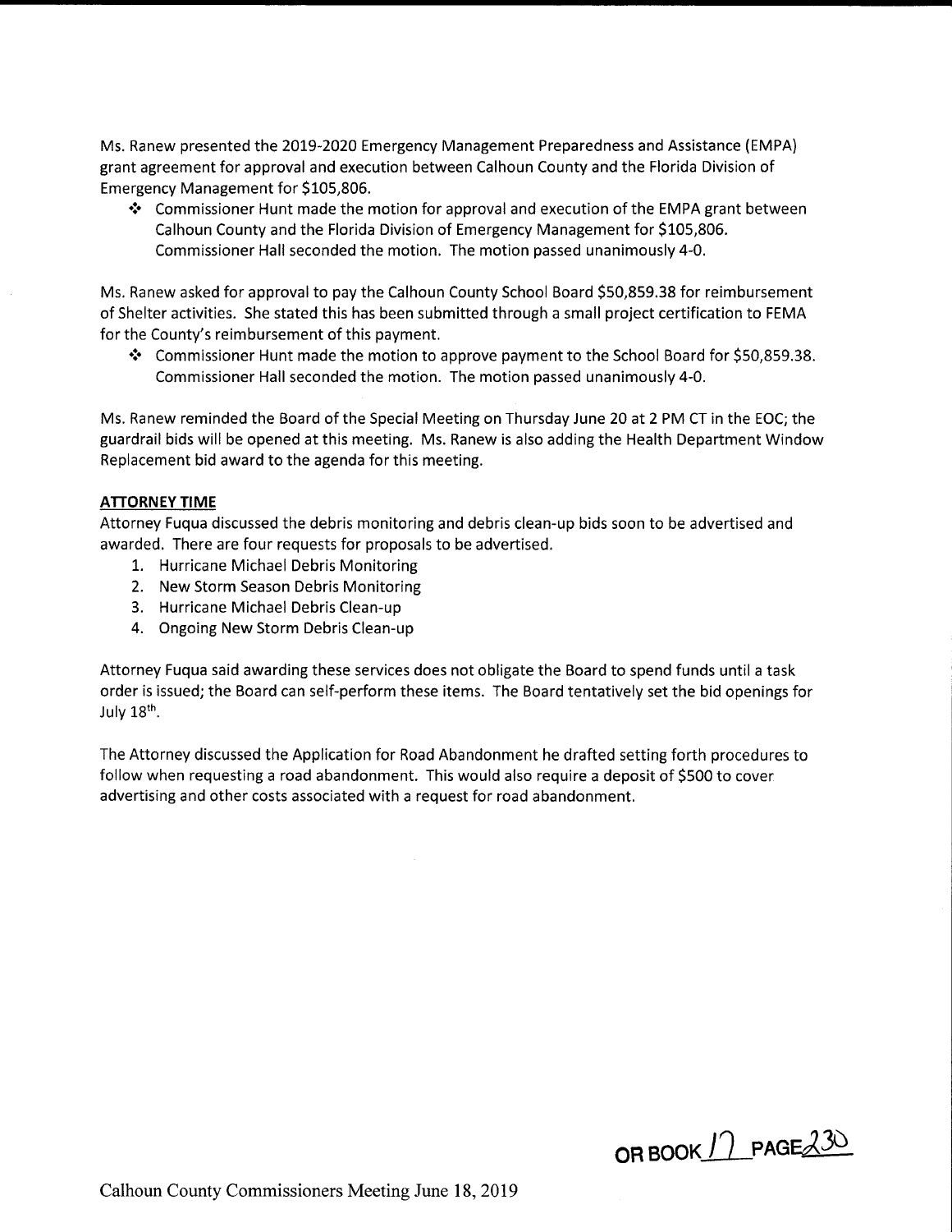Ms. Ranew presented the 2019-2020 Emergency Management Preparedness and Assistance (EMPA) grant agreement for approval and execution between Calhoun County and the Florida Division of Emergency Management for $105,806.

- Commissioner Hunt made the motion for approval and execution of the EMPA grant between Calhoun County and the Florida Division of Emergency Management for $105,806. Commissioner Hall seconded the motion. The motion passed unanimously 4-0.

Ms. Ranew asked for approval to pay the Calhoun County School Board $50,859.38 for reimbursement of Shelter activities. She stated this has been submitted through a small project certification to FEMA for the County's reimbursement of this payment.

- Commissioner Hunt made the motion to approve payment to the School Board for $50,859.38. Commissioner Hall seconded the motion. The motion passed unanimously 4-0.

Ms. Ranew reminded the Board of the Special Meeting on Thursday June 20 at 2 PM CT in the EOC; the guardrail bids will be opened at this meeting. Ms. Ranew is also adding the Health Department Window Replacement bid award to the agenda for this meeting.

**ATTORNEY TIME**

Attorney Fuqua discussed the debris monitoring and debris clean-up bids soon to be advertised and awarded. There are four requests for proposals to be advertised.

1. Hurricane Michael Debris Monitoring
2. New Storm Season Debris Monitoring
3. Hurricane Michael Debris Clean-up
4. Ongoing New Storm Debris Clean-up

Attorney Fuqua said awarding these services does not obligate the Board to spend funds until a task order is issued; the Board can self-perform these items. The Board tentatively set the bid openings for July 18th.

The Attorney discussed the Application for Road Abandonment he drafted setting forth procedures to follow when requesting a road abandonment. This would also require a deposit of $500 to cover advertising and other costs associated with a request for road abandonment.

OR BOOK 17 PAGE 230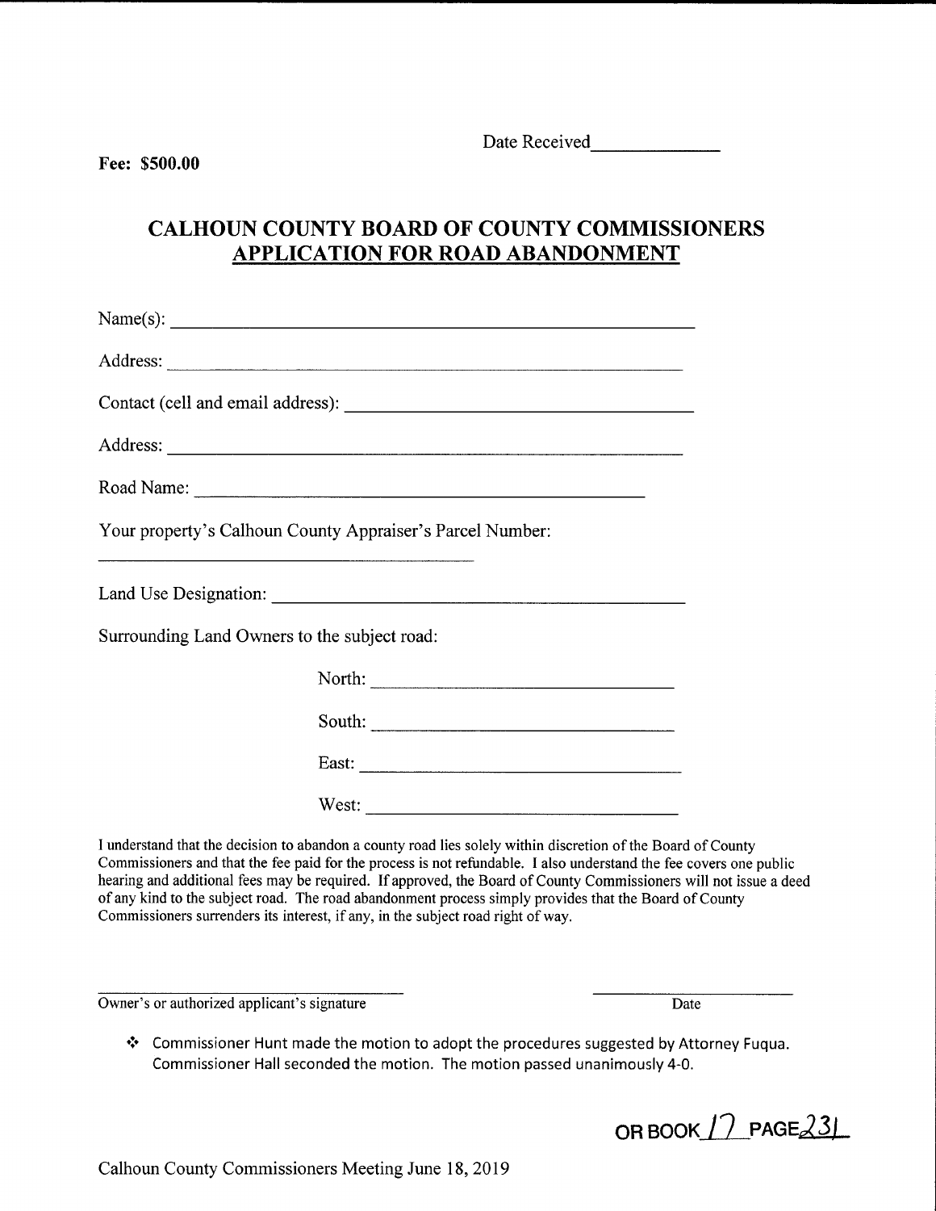Fee: $500.00

Date Received_____________

## CALHOUN COUNTY BOARD OF COUNTY COMMISSIONERS
## APPLICATION FOR ROAD ABANDONMENT

Name(s): ____________________________________________________

Address: ____________________________________________________

Contact (cell and email address): ____________________________________

Address: ____________________________________________________

Road Name: ______________________________________________

Your property's Calhoun County Appraiser's Parcel Number:

______________________________________

Land Use Designation: ________________________________________

Surrounding Land Owners to the subject road:

North: ______________________________

South: ______________________________

East: ______________________________

West: ______________________________

I understand that the decision to abandon a county road lies solely within discretion of the Board of County Commissioners and that the fee paid for the process is not refundable. I also understand the fee covers one public hearing and additional fees may be required. If approved, the Board of County Commissioners will not issue a deed of any kind to the subject road. The road abandonment process simply provides that the Board of County Commissioners surrenders its interest, if any, in the subject road right of way.

______________________________________ &emsp;&emsp;&emsp;&emsp; ________________________

Owner's or authorized applicant's signature &emsp;&emsp;&emsp;&emsp; Date

- Commissioner Hunt made the motion to adopt the procedures suggested by Attorney Fuqua. Commissioner Hall seconded the motion. The motion passed unanimously 4-0.

OR BOOK 17 PAGE 231

Calhoun County Commissioners Meeting June 18, 2019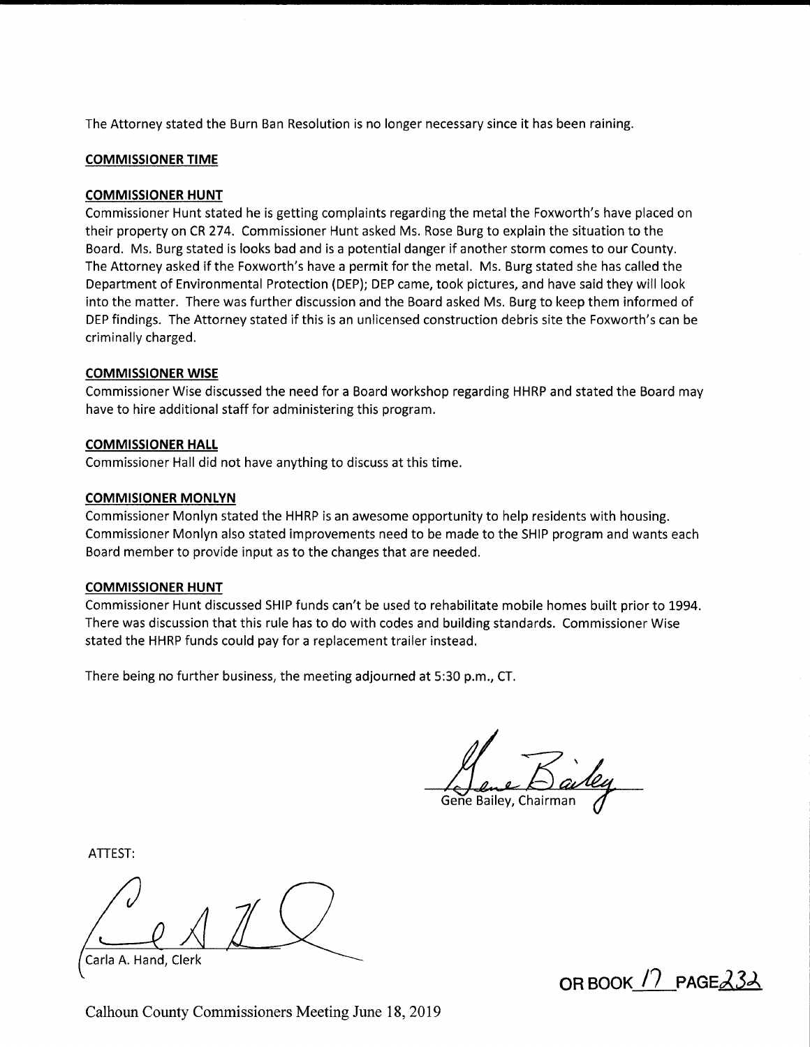The Attorney stated the Burn Ban Resolution is no longer necessary since it has been raining.

**COMMISSIONER TIME**

**COMMISSIONER HUNT**

Commissioner Hunt stated he is getting complaints regarding the metal the Foxworth's have placed on their property on CR 274. Commissioner Hunt asked Ms. Rose Burg to explain the situation to the Board. Ms. Burg stated is looks bad and is a potential danger if another storm comes to our County. The Attorney asked if the Foxworth's have a permit for the metal. Ms. Burg stated she has called the Department of Environmental Protection (DEP); DEP came, took pictures, and have said they will look into the matter. There was further discussion and the Board asked Ms. Burg to keep them informed of DEP findings. The Attorney stated if this is an unlicensed construction debris site the Foxworth's can be criminally charged.

**COMMISSIONER WISE**

Commissioner Wise discussed the need for a Board workshop regarding HHRP and stated the Board may have to hire additional staff for administering this program.

**COMMISSIONER HALL**

Commissioner Hall did not have anything to discuss at this time.

**COMMISIONER MONLYN**

Commissioner Monlyn stated the HHRP is an awesome opportunity to help residents with housing. Commissioner Monlyn also stated improvements need to be made to the SHIP program and wants each Board member to provide input as to the changes that are needed.

**COMMISSIONER HUNT**

Commissioner Hunt discussed SHIP funds can't be used to rehabilitate mobile homes built prior to 1994. There was discussion that this rule has to do with codes and building standards. Commissioner Wise stated the HHRP funds could pay for a replacement trailer instead.

There being no further business, the meeting adjourned at 5:30 p.m., CT.

Gene Bailey, Chairman

ATTEST:

Carla A. Hand, Clerk

OR BOOK 17 PAGE 232

Calhoun County Commissioners Meeting June 18, 2019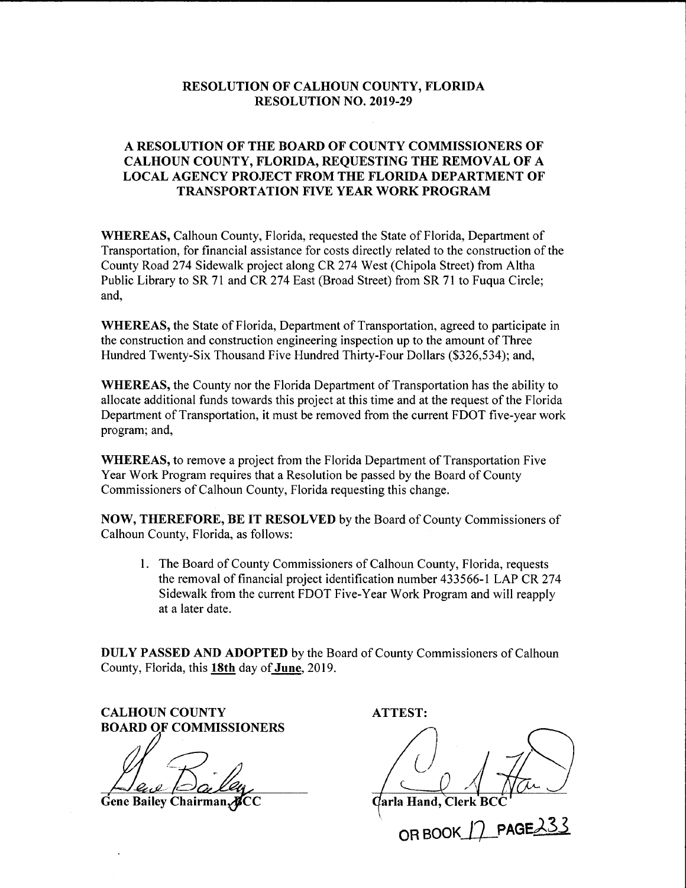**RESOLUTION OF CALHOUN COUNTY, FLORIDA**
**RESOLUTION NO. 2019-29**

**A RESOLUTION OF THE BOARD OF COUNTY COMMISSIONERS OF CALHOUN COUNTY, FLORIDA, REQUESTING THE REMOVAL OF A LOCAL AGENCY PROJECT FROM THE FLORIDA DEPARTMENT OF TRANSPORTATION FIVE YEAR WORK PROGRAM**

**WHEREAS,** Calhoun County, Florida, requested the State of Florida, Department of Transportation, for financial assistance for costs directly related to the construction of the County Road 274 Sidewalk project along CR 274 West (Chipola Street) from Altha Public Library to SR 71 and CR 274 East (Broad Street) from SR 71 to Fuqua Circle; and,

**WHEREAS,** the State of Florida, Department of Transportation, agreed to participate in the construction and construction engineering inspection up to the amount of Three Hundred Twenty-Six Thousand Five Hundred Thirty-Four Dollars ($326,534); and,

**WHEREAS,** the County nor the Florida Department of Transportation has the ability to allocate additional funds towards this project at this time and at the request of the Florida Department of Transportation, it must be removed from the current FDOT five-year work program; and,

**WHEREAS,** to remove a project from the Florida Department of Transportation Five Year Work Program requires that a Resolution be passed by the Board of County Commissioners of Calhoun County, Florida requesting this change.

**NOW, THEREFORE, BE IT RESOLVED** by the Board of County Commissioners of Calhoun County, Florida, as follows:

1. The Board of County Commissioners of Calhoun County, Florida, requests the removal of financial project identification number 433566-1 LAP CR 274 Sidewalk from the current FDOT Five-Year Work Program and will reapply at a later date.

**DULY PASSED AND ADOPTED** by the Board of County Commissioners of Calhoun County, Florida, this **18th** day of **June**, 2019.

**CALHOUN COUNTY**
**BOARD OF COMMISSIONERS**

**Gene Bailey Chairman, BCC**

**ATTEST:**

**Carla Hand, Clerk BCC**

OR BOOK 17 PAGE 233